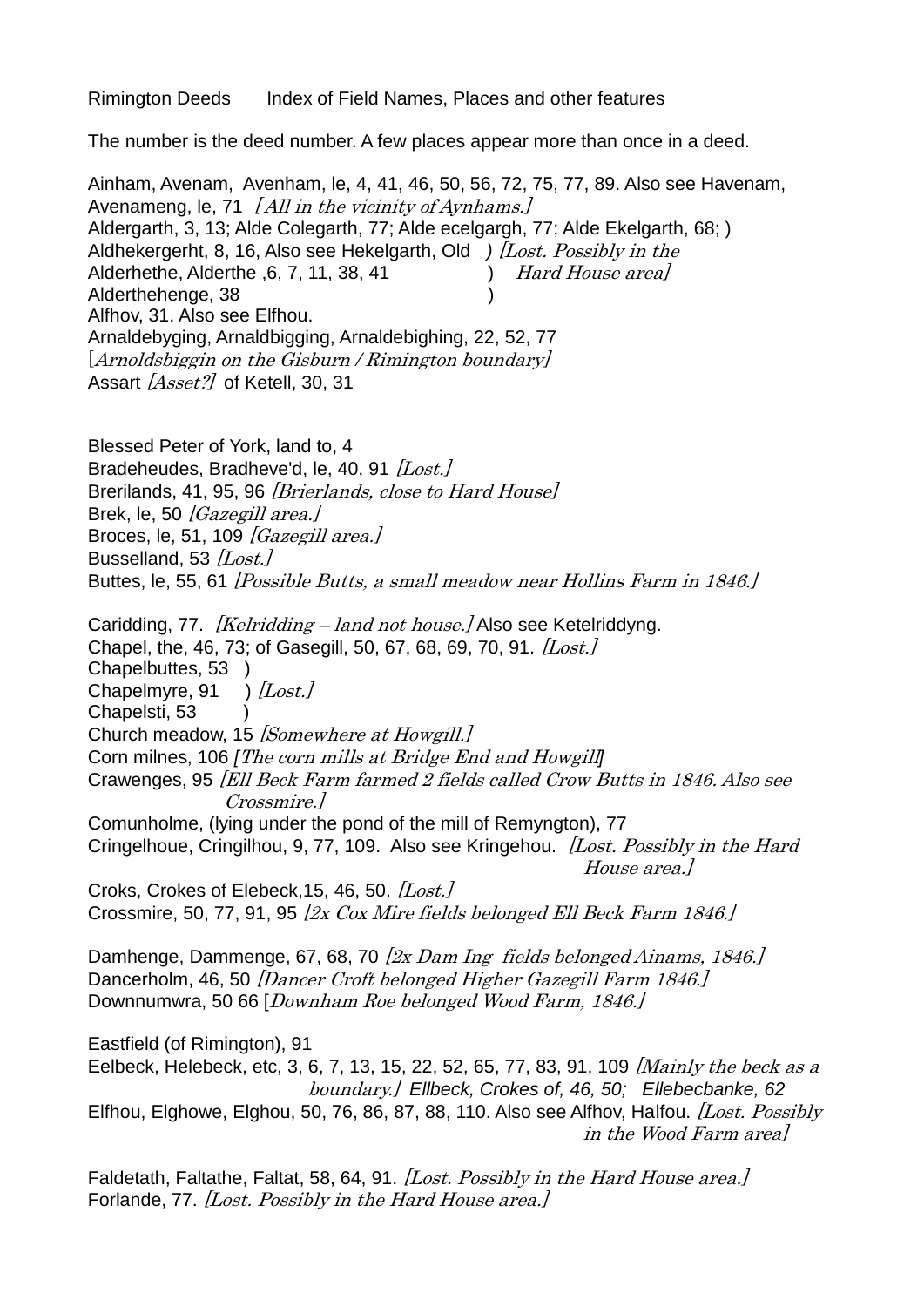Rimington Deeds  Index of Field Names, Places and other features

The number is the deed number. A few places appear more than once in a deed.

Ainham, Avenam, Avenham, le, 4, 41, 46, 50, 56, 72, 75, 77, 89. Also see Havenam,
Avenameng, le, 71 *[All in the vicinity of Aynhams.]*
Aldergarth, 3, 13; Alde Colegarth, 77; Alde ecelgargh, 77; Alde Ekelgarth, 68; )
Aldhekergerht, 8, 16, Also see Hekelgarth, Old ) *[Lost. Possibly in the*
Alderhethe, Alderthe ,6, 7, 11, 38, 41 ) *Hard House area]*
Alderthehenge, 38 )
Alfhov, 31. Also see Elfhou.
Arnaldebyging, Arnaldbigging, Arnaldebighing, 22, 52, 77
*[Arnoldsbiggin on the Gisburn / Rimington boundary]*
Assart *[Asset?]* of Ketell, 30, 31

Blessed Peter of York, land to, 4
Bradeheudes, Bradheve'd, le, 40, 91 *[Lost.]*
Brerilands, 41, 95, 96 *[Brierlands, close to Hard House]*
Brek, le, 50 *[Gazegill area.]*
Broces, le, 51, 109 *[Gazegill area.]*
Busselland, 53 *[Lost.]*
Buttes, le, 55, 61 *[Possible Butts, a small meadow near Hollins Farm in 1846.]*

Caridding, 77. *[Kelridding – land not house.]* Also see Ketelriddyng.
Chapel, the, 46, 73; of Gasegill, 50, 67, 68, 69, 70, 91. *[Lost.]*
Chapelbuttes, 53 )
Chapelmyre, 91 ) *[Lost.]*
Chapelsti, 53 )
Church meadow, 15 *[Somewhere at Howgill.]*
Corn milnes, 106 *[The corn mills at Bridge End and Howgill]*
Crawenges, 95 *[Ell Beck Farm farmed 2 fields called Crow Butts in 1846. Also see Crossmire.]*
Comunholme, (lying under the pond of the mill of Remyngton), 77
Cringelhoue, Cringilhou, 9, 77, 109. Also see Kringehou. *[Lost. Possibly in the Hard House area.]*
Croks, Crokes of Elebeck,15, 46, 50. *[Lost.]*
Crossmire, 50, 77, 91, 95 *[2x Cox Mire fields belonged Ell Beck Farm 1846.]*

Damhenge, Dammenge, 67, 68, 70 *[2x Dam Ing fields belonged Ainams, 1846.]*
Dancerholm, 46, 50 *[Dancer Croft belonged Higher Gazegill Farm 1846.]*
Downnumwra, 50 66 *[Downham Roe belonged Wood Farm, 1846.]*

Eastfield (of Rimington), 91
Eelbeck, Helebeck, etc, 3, 6, 7, 13, 15, 22, 52, 65, 77, 83, 91, 109 *[Mainly the beck as a boundary.]* *Ellbeck, Crokes of, 46, 50; Ellebecbanke, 62*
Elfhou, Elghowe, Elghou, 50, 76, 86, 87, 88, 110. Also see Alfhov, Halfou. *[Lost. Possibly in the Wood Farm area]*

Faldetath, Faltathe, Faltat, 58, 64, 91. *[Lost. Possibly in the Hard House area.]*
Forlande, 77. *[Lost. Possibly in the Hard House area.]*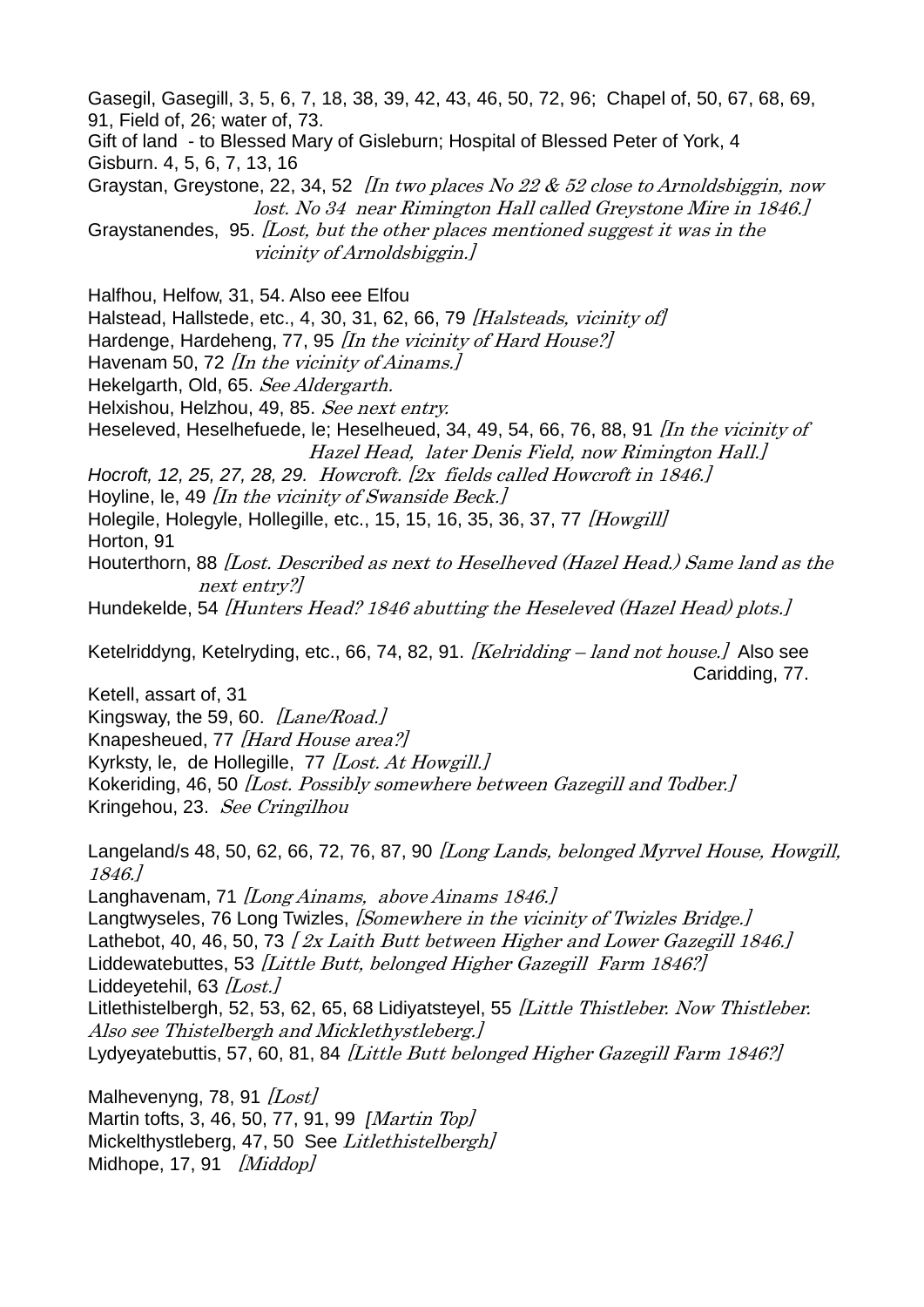Gasegil, Gasegill, 3, 5, 6, 7, 18, 38, 39, 42, 43, 46, 50, 72, 96; Chapel of, 50, 67, 68, 69, 91, Field of, 26; water of, 73.
Gift of land - to Blessed Mary of Gisleburn; Hospital of Blessed Peter of York, 4
Gisburn. 4, 5, 6, 7, 13, 16
Graystan, Greystone, 22, 34, 52 *[In two places No 22 & 52 close to Arnoldsbiggin, now lost. No 34 near Rimington Hall called Greystone Mire in 1846.]*
Graystanendes, 95. *[Lost, but the other places mentioned suggest it was in the vicinity of Arnoldsbiggin.]*

Halfhou, Helfow, 31, 54. Also eee Elfou
Halstead, Hallstede, etc., 4, 30, 31, 62, 66, 79 *[Halsteads, vicinity of]*
Hardenge, Hardeheng, 77, 95 *[In the vicinity of Hard House?]*
Havenam 50, 72 *[In the vicinity of Ainams.]*
Hekelgarth, Old, 65. *See Aldergarth.*
Helxishou, Helzhou, 49, 85. *See next entry.*
Heseleved, Heselhefuede, le; Heselheued, 34, 49, 54, 66, 76, 88, 91 *[In the vicinity of Hazel Head, later Denis Field, now Rimington Hall.]*
*Hocroft, 12, 25, 27, 28, 29. Howcroft. [2x fields called Howcroft in 1846.]*
Hoyline, le, 49 *[In the vicinity of Swanside Beck.]*
Holegile, Holegyle, Hollegille, etc., 15, 15, 16, 35, 36, 37, 77 *[Howgill]*
Horton, 91
Houterthorn, 88 *[Lost. Described as next to Heselheved (Hazel Head.) Same land as the next entry?]*
Hundekelde, 54 *[Hunters Head? 1846 abutting the Heseleved (Hazel Head) plots.]*

Ketelriddyng, Ketelryding, etc., 66, 74, 82, 91. *[Kelridding – land not house.]* Also see Caridding, 77.
Ketell, assart of, 31
Kingsway, the 59, 60. *[Lane/Road.]*
Knapesheued, 77 *[Hard House area?]*
Kyrksty, le, de Hollegille, 77 *[Lost. At Howgill.]*
Kokeriding, 46, 50 *[Lost. Possibly somewhere between Gazegill and Todber.]*
Kringehou, 23. *See Cringilhou*

Langeland/s 48, 50, 62, 66, 72, 76, 87, 90 *[Long Lands, belonged Myrvel House, Howgill, 1846.]*
Langhavenam, 71 *[Long Ainams, above Ainams 1846.]*
Langtwyseles, 76 Long Twizles, *[Somewhere in the vicinity of Twizles Bridge.]*
Lathebot, 40, 46, 50, 73 *[ 2x Laith Butt between Higher and Lower Gazegill 1846.]*
Liddewatebuttes, 53 *[Little Butt, belonged Higher Gazegill Farm 1846?]*
Liddeyetehil, 63 *[Lost.]*
Litlethistelbergh, 52, 53, 62, 65, 68 Lidiyatsteyel, 55 *[Little Thistleber. Now Thistleber. Also see Thistelbergh and Micklethystleberg.]*
Lydyeyatebuttis, 57, 60, 81, 84 *[Little Butt belonged Higher Gazegill Farm 1846?]*

Malhevenyng, 78, 91 *[Lost]*
Martin tofts, 3, 46, 50, 77, 91, 99 *[Martin Top]*
Mickelthystleberg, 47, 50 See *Litlethistelbergh]*
Midhope, 17, 91 *[Middop]*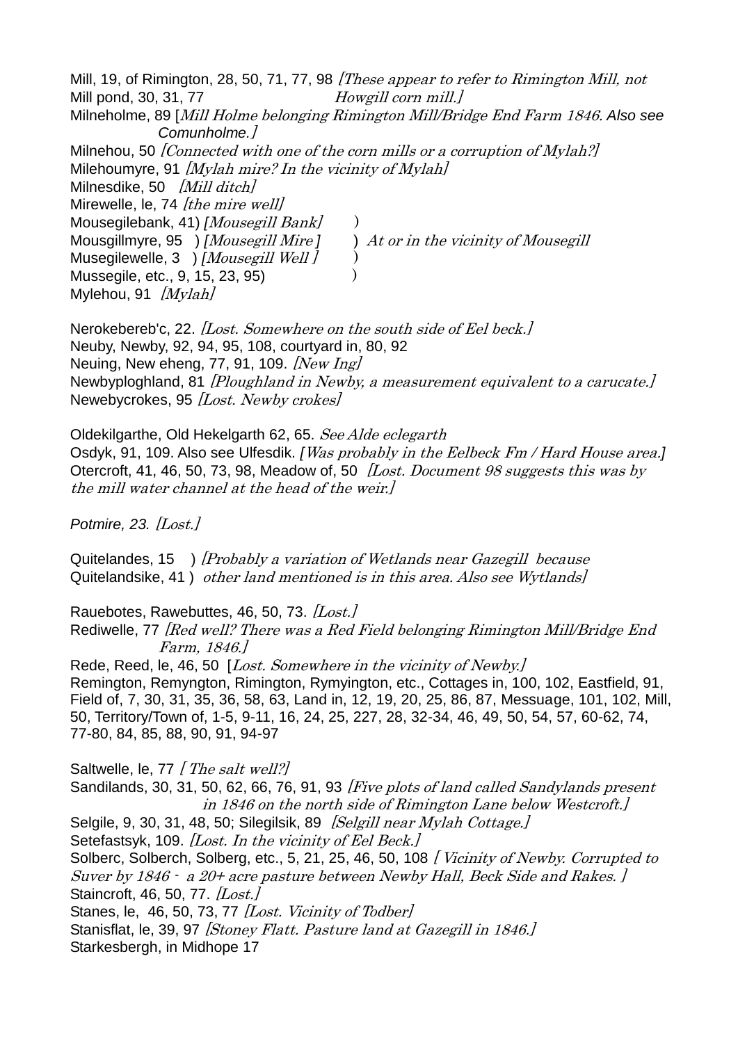Mill, 19, of Rimington, 28, 50, 71, 77, 98 *[These appear to refer to Rimington Mill, not*
Mill pond, 30, 31, 77 *Howgill corn mill.]*

Milneholme, 89 [*Mill Holme belonging Rimington Mill/Bridge End Farm 1846. Also see Comunholme.]*

Milnehou, 50 *[Connected with one of the corn mills or a corruption of Mylah?]*

Milehoumyre, 91 *[Mylah mire? In the vicinity of Mylah]*

Milnesdike, 50 *[Mill ditch]*

Mirewelle, le, 74 *[the mire well]*

Mousegilebank, 41) *[Mousegill Bank]* )
Mousgillmyre, 95 ) *[Mousegill Mire ]* ) *At or in the vicinity of Mousegill*
Musegilewelle, 3 ) *[Mousegill Well ]* )
Mussegile, etc., 9, 15, 23, 95) )

Mylehou, 91 *[Mylah]*

Nerokebereb'c, 22. *[Lost. Somewhere on the south side of Eel beck.]*

Neuby, Newby, 92, 94, 95, 108, courtyard in, 80, 92

Neuing, New eheng, 77, 91, 109. *[New Ing]*

Newbyploghland, 81 *[Ploughland in Newby, a measurement equivalent to a carucate.]*

Newebycrokes, 95 *[Lost. Newby crokes]*

Oldekilgarthe, Old Hekelgarth 62, 65. *See Alde eclegarth*

Osdyk, 91, 109. Also see Ulfesdik. *[Was probably in the Eelbeck Fm / Hard House area.]*

Otercroft, 41, 46, 50, 73, 98, Meadow of, 50 *[Lost. Document 98 suggests this was by the mill water channel at the head of the weir.]*

*Potmire, 23. [Lost.]*

Quitelandes, 15 ) *[Probably a variation of Wetlands near Gazegill because*
Quitelandsike, 41 ) *other land mentioned is in this area. Also see Wytlands]*

Rauebotes, Rawebuttes, 46, 50, 73. *[Lost.]*

Rediwelle, 77 *[Red well? There was a Red Field belonging Rimington Mill/Bridge End Farm, 1846.]*

Rede, Reed, le, 46, 50 [*Lost. Somewhere in the vicinity of Newby.]*

Remington, Remyngton, Rimington, Rymyington, etc., Cottages in, 100, 102, Eastfield, 91, Field of, 7, 30, 31, 35, 36, 58, 63, Land in, 12, 19, 20, 25, 86, 87, Messuage, 101, 102, Mill, 50, Territory/Town of, 1-5, 9-11, 16, 24, 25, 227, 28, 32-34, 46, 49, 50, 54, 57, 60-62, 74, 77-80, 84, 85, 88, 90, 91, 94-97

Saltwelle, le, 77 *[ The salt well?]*

Sandilands, 30, 31, 50, 62, 66, 76, 91, 93 *[Five plots of land called Sandylands present in 1846 on the north side of Rimington Lane below Westcroft.]*

Selgile, 9, 30, 31, 48, 50; Silegilsik, 89 *[Selgill near Mylah Cottage.]*

Setefastsyk, 109. *[Lost. In the vicinity of Eel Beck.]*

Solberc, Solberch, Solberg, etc., 5, 21, 25, 46, 50, 108 *[ Vicinity of Newby. Corrupted to Suver by 1846 - a 20+ acre pasture between Newby Hall, Beck Side and Rakes. ]*

Staincroft, 46, 50, 77. *[Lost.]*

Stanes, le, 46, 50, 73, 77 *[Lost. Vicinity of Todber]*

Stanisflat, le, 39, 97 *[Stoney Flatt. Pasture land at Gazegill in 1846.]*

Starkesbergh, in Midhope 17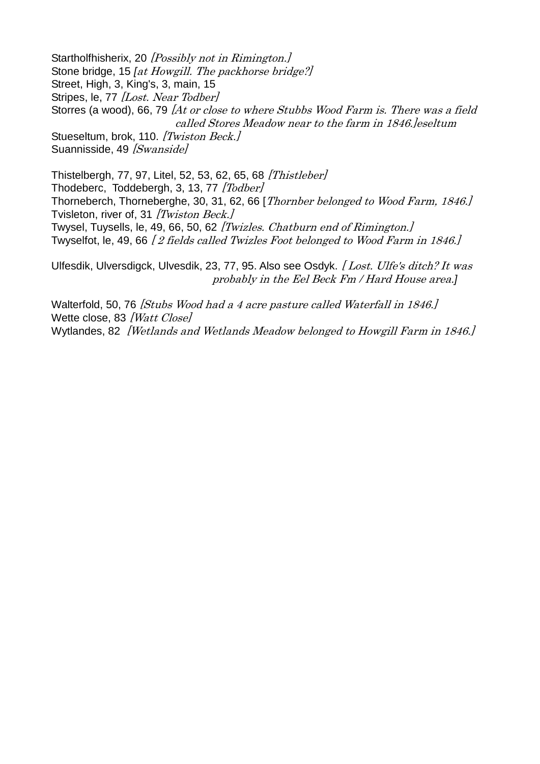Startholfhisherix, 20 *[Possibly not in Rimington.]*
Stone bridge, 15 *[at Howgill. The packhorse bridge?]*
Street, High, 3, King's, 3, main, 15
Stripes, le, 77 *[Lost. Near Todber]*
Storres (a wood), 66, 79 *[At or close to where Stubbs Wood Farm is. There was a field called Stores Meadow near to the farm in 1846.]eseltum*
Stueseltum, brok, 110. *[Twiston Beck.]*
Suannisside, 49 *[Swanside]*

Thistelbergh, 77, 97, Litel, 52, 53, 62, 65, 68 *[Thistleber]*
Thodeberc, Toddebergh, 3, 13, 77 *[Todber]*
Thorneberch, Thorneberghe, 30, 31, 62, 66 [*Thornber belonged to Wood Farm, 1846.]*
Tvisleton, river of, 31 *[Twiston Beck.]*
Twysel, Tuysells, le, 49, 66, 50, 62 *[Twizles. Chatburn end of Rimington.]*
Twyselfot, le, 49, 66 *[ 2 fields called Twizles Foot belonged to Wood Farm in 1846.]*

Ulfesdik, Ulversdigck, Ulvesdik, 23, 77, 95. Also see Osdyk. *[ Lost. Ulfe's ditch? It was probably in the Eel Beck Fm / Hard House area.]*

Walterfold, 50, 76 *[Stubs Wood had a 4 acre pasture called Waterfall in 1846.]*
Wette close, 83 *[Watt Close]*
Wytlandes, 82 *[Wetlands and Wetlands Meadow belonged to Howgill Farm in 1846.]*